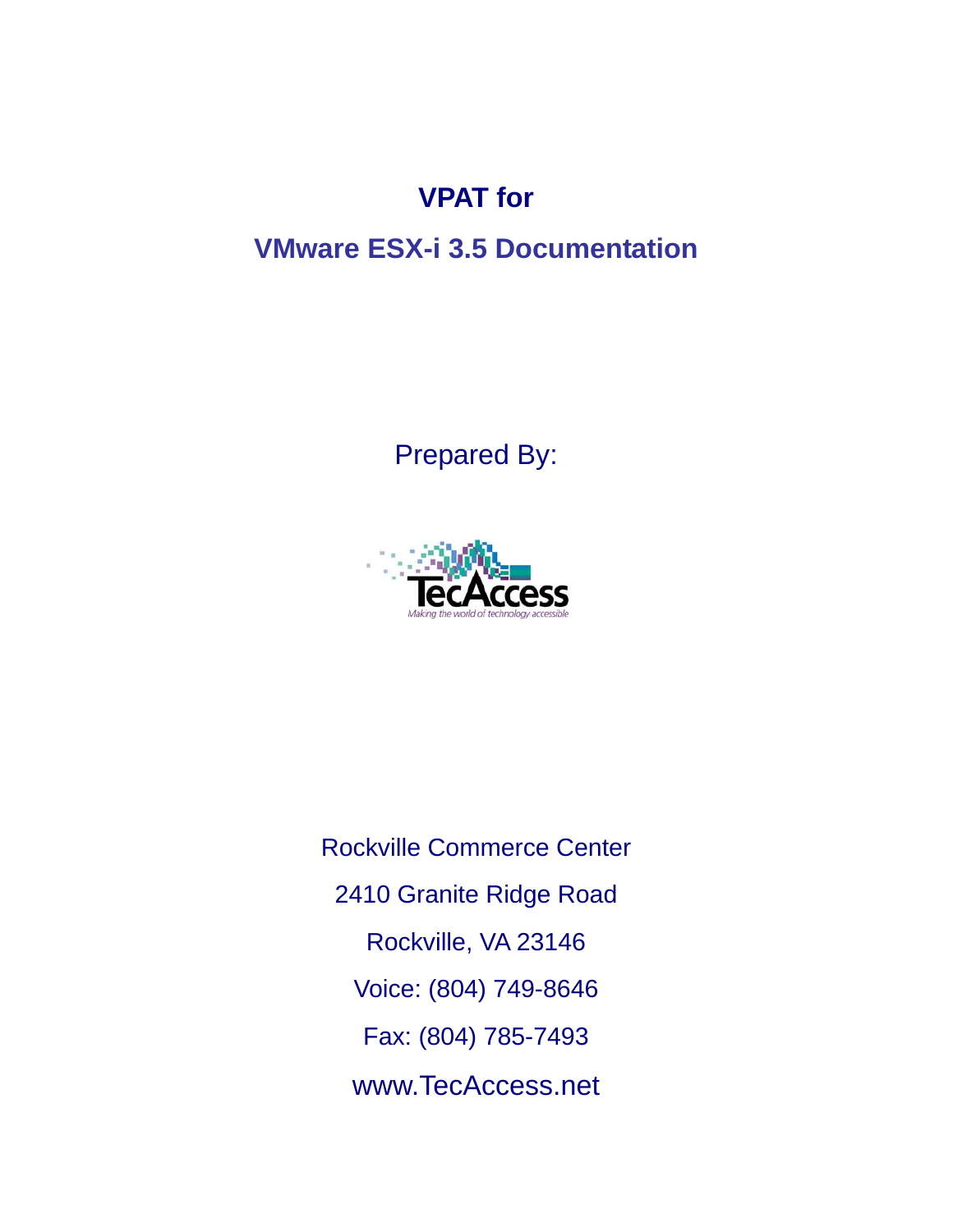# VPAT for

## VMware ESX-i 3.5 Documentation

Prepared By:

TecAccess

Making the world of technology accessible

Rockville Commerce Center

2410 Granite Ridge Road

Rockville, VA 23146

Voice: (804) 749-8646

Fax: (804) 785-7493

www.TecAccess.net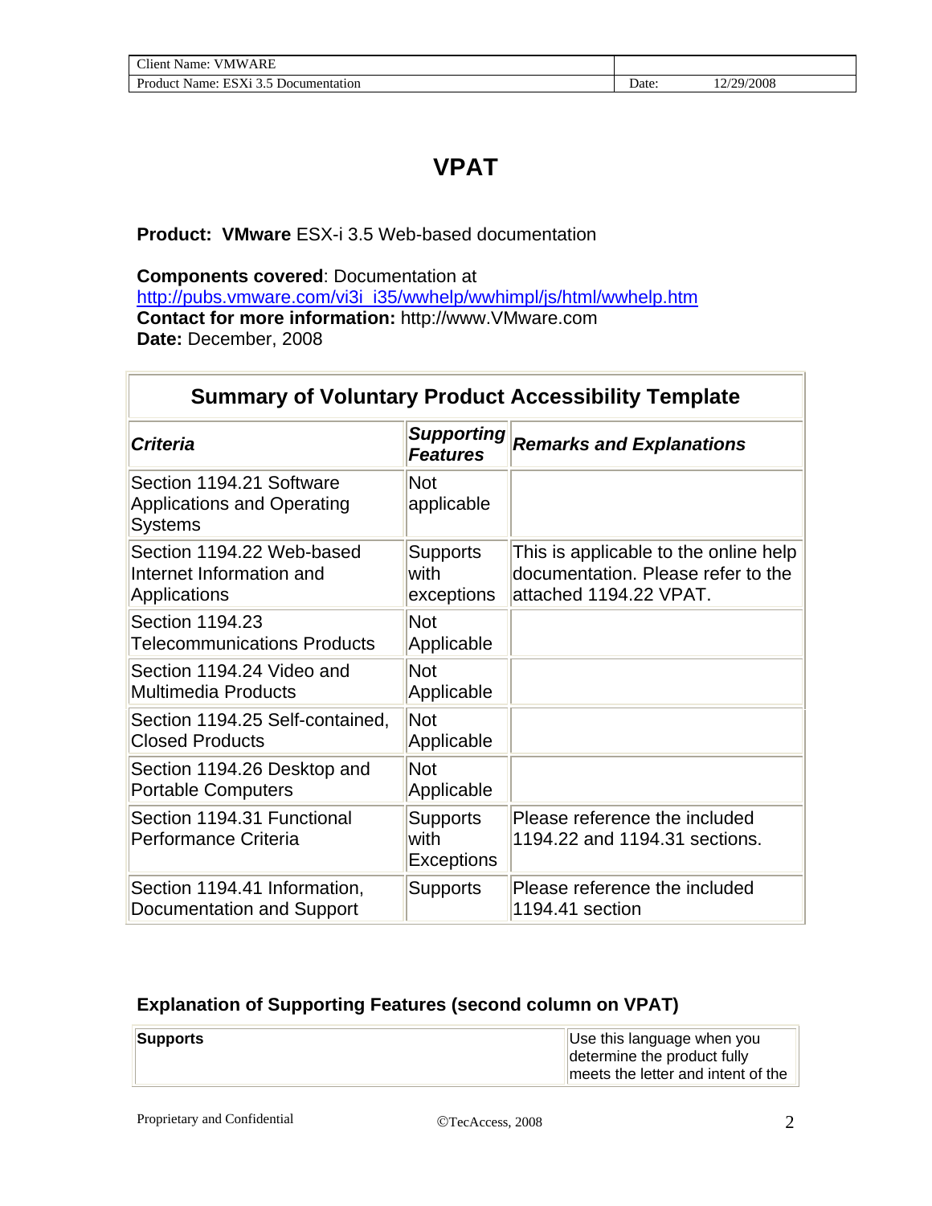# VPAT

**Product: VMware** ESX-i 3.5 Web-based documentation

**Components covered**: Documentation at http://pubs.vmware.com/vi3i_i35/wwhelp/wwhimpl/js/html/wwhelp.htm
**Contact for more information:** http://www.VMware.com
**Date:** December, 2008

| Summary of Voluntary Product Accessibility Template | | |
|---|---|---|
| ***Criteria*** | ***Supporting Features*** | ***Remarks and Explanations*** |
| Section 1194.21 Software Applications and Operating Systems | Not applicable | |
| Section 1194.22 Web-based Internet Information and Applications | Supports with exceptions | This is applicable to the online help documentation. Please refer to the attached 1194.22 VPAT. |
| Section 1194.23 Telecommunications Products | Not Applicable | |
| Section 1194.24 Video and Multimedia Products | Not Applicable | |
| Section 1194.25 Self-contained, Closed Products | Not Applicable | |
| Section 1194.26 Desktop and Portable Computers | Not Applicable | |
| Section 1194.31 Functional Performance Criteria | Supports with Exceptions | Please reference the included 1194.22 and 1194.31 sections. |
| Section 1194.41 Information, Documentation and Support | Supports | Please reference the included 1194.41 section |

### Explanation of Supporting Features (second column on VPAT)

| | |
|---|---|
| **Supports** | Use this language when you determine the product fully meets the letter and intent of the |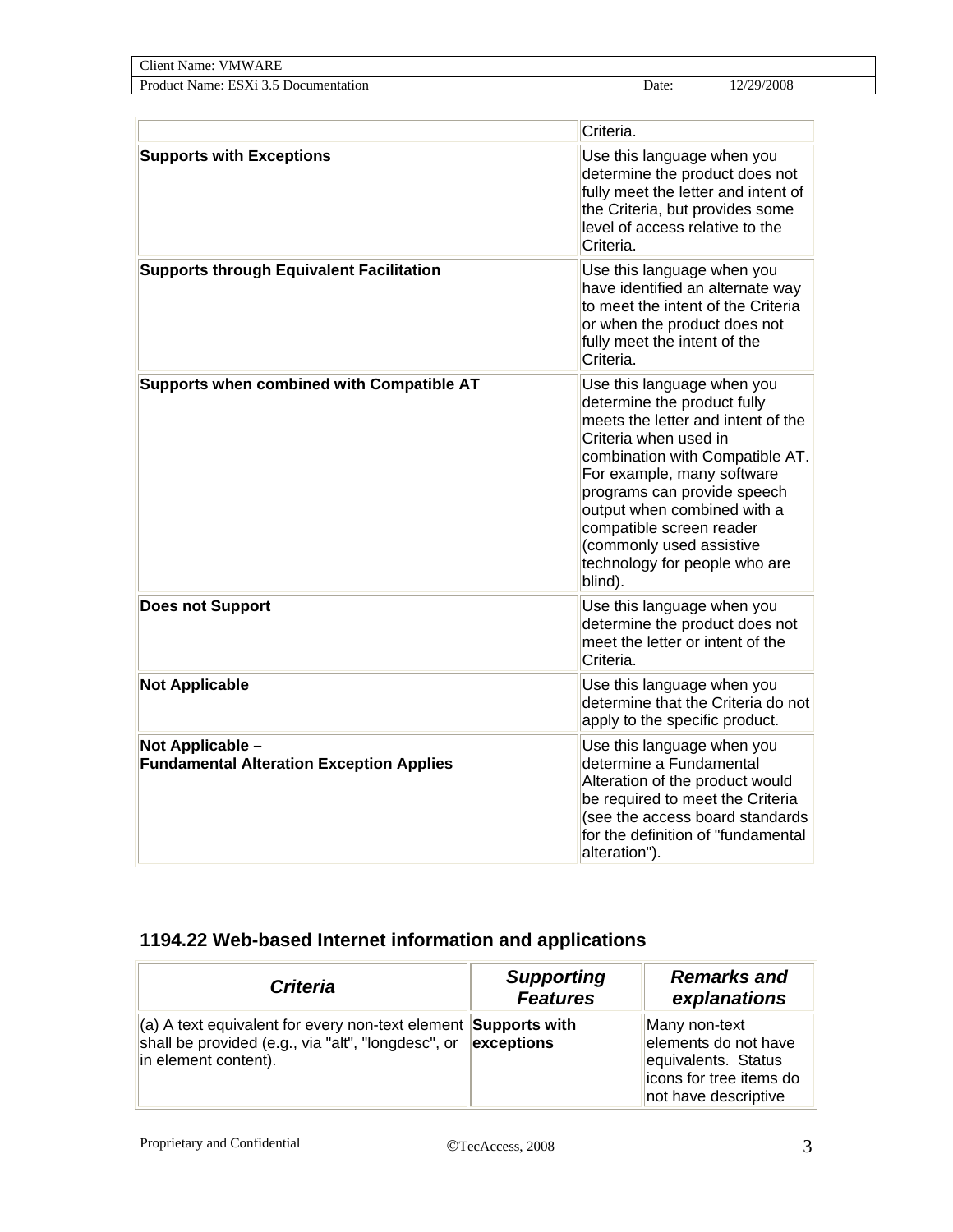| | |
|---|---|
| | Criteria. |
| **Supports with Exceptions** | Use this language when you determine the product does not fully meet the letter and intent of the Criteria, but provides some level of access relative to the Criteria. |
| **Supports through Equivalent Facilitation** | Use this language when you have identified an alternate way to meet the intent of the Criteria or when the product does not fully meet the intent of the Criteria. |
| **Supports when combined with Compatible AT** | Use this language when you determine the product fully meets the letter and intent of the Criteria when used in combination with Compatible AT. For example, many software programs can provide speech output when combined with a compatible screen reader (commonly used assistive technology for people who are blind). |
| **Does not Support** | Use this language when you determine the product does not meet the letter or intent of the Criteria. |
| **Not Applicable** | Use this language when you determine that the Criteria do not apply to the specific product. |
| **Not Applicable – Fundamental Alteration Exception Applies** | Use this language when you determine a Fundamental Alteration of the product would be required to meet the Criteria (see the access board standards for the definition of "fundamental alteration"). |

## 1194.22 Web-based Internet information and applications

| ***Criteria*** | ***Supporting Features*** | ***Remarks and explanations*** |
|---|---|---|
| (a) A text equivalent for every non-text element shall be provided (e.g., via "alt", "longdesc", or in element content). | **Supports with exceptions** | Many non-text elements do not have equivalents. Status icons for tree items do not have descriptive |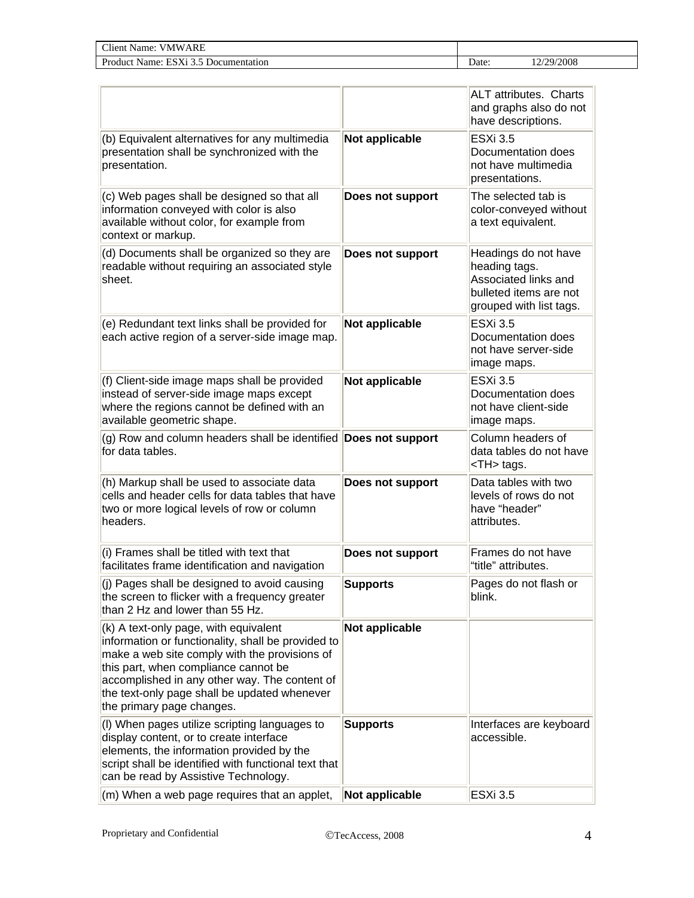| | | |
|---|---|---|
| | | ALT attributes. Charts and graphs also do not have descriptions. |
| (b) Equivalent alternatives for any multimedia presentation shall be synchronized with the presentation. | **Not applicable** | ESXi 3.5 Documentation does not have multimedia presentations. |
| (c) Web pages shall be designed so that all information conveyed with color is also available without color, for example from context or markup. | **Does not support** | The selected tab is color-conveyed without a text equivalent. |
| (d) Documents shall be organized so they are readable without requiring an associated style sheet. | **Does not support** | Headings do not have heading tags. Associated links and bulleted items are not grouped with list tags. |
| (e) Redundant text links shall be provided for each active region of a server-side image map. | **Not applicable** | ESXi 3.5 Documentation does not have server-side image maps. |
| (f) Client-side image maps shall be provided instead of server-side image maps except where the regions cannot be defined with an available geometric shape. | **Not applicable** | ESXi 3.5 Documentation does not have client-side image maps. |
| (g) Row and column headers shall be identified for data tables. | **Does not support** | Column headers of data tables do not have <TH> tags. |
| (h) Markup shall be used to associate data cells and header cells for data tables that have two or more logical levels of row or column headers. | **Does not support** | Data tables with two levels of rows do not have "header" attributes. |
| (i) Frames shall be titled with text that facilitates frame identification and navigation | **Does not support** | Frames do not have "title" attributes. |
| (j) Pages shall be designed to avoid causing the screen to flicker with a frequency greater than 2 Hz and lower than 55 Hz. | **Supports** | Pages do not flash or blink. |
| (k) A text-only page, with equivalent information or functionality, shall be provided to make a web site comply with the provisions of this part, when compliance cannot be accomplished in any other way. The content of the text-only page shall be updated whenever the primary page changes. | **Not applicable** | |
| (l) When pages utilize scripting languages to display content, or to create interface elements, the information provided by the script shall be identified with functional text that can be read by Assistive Technology. | **Supports** | Interfaces are keyboard accessible. |
| (m) When a web page requires that an applet, | **Not applicable** | ESXi 3.5 |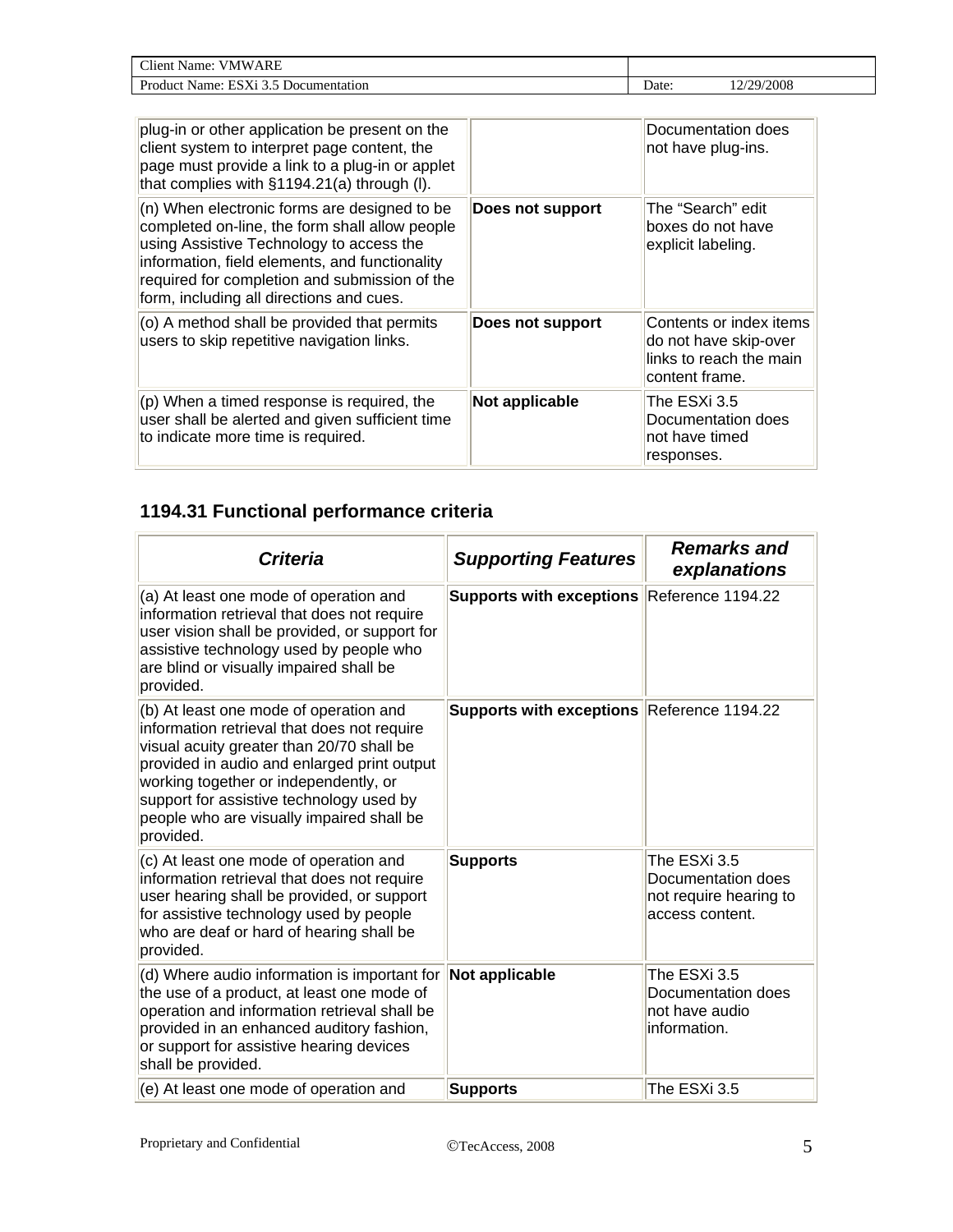| | | |
|---|---|---|
| plug-in or other application be present on the client system to interpret page content, the page must provide a link to a plug-in or applet that complies with §1194.21(a) through (l). | | Documentation does not have plug-ins. |
| (n) When electronic forms are designed to be completed on-line, the form shall allow people using Assistive Technology to access the information, field elements, and functionality required for completion and submission of the form, including all directions and cues. | **Does not support** | The "Search" edit boxes do not have explicit labeling. |
| (o) A method shall be provided that permits users to skip repetitive navigation links. | **Does not support** | Contents or index items do not have skip-over links to reach the main content frame. |
| (p) When a timed response is required, the user shall be alerted and given sufficient time to indicate more time is required. | **Not applicable** | The ESXi 3.5 Documentation does not have timed responses. |

## 1194.31 Functional performance criteria

| ***Criteria*** | ***Supporting Features*** | ***Remarks and explanations*** |
|---|---|---|
| (a) At least one mode of operation and information retrieval that does not require user vision shall be provided, or support for assistive technology used by people who are blind or visually impaired shall be provided. | **Supports with exceptions** | Reference 1194.22 |
| (b) At least one mode of operation and information retrieval that does not require visual acuity greater than 20/70 shall be provided in audio and enlarged print output working together or independently, or support for assistive technology used by people who are visually impaired shall be provided. | **Supports with exceptions** | Reference 1194.22 |
| (c) At least one mode of operation and information retrieval that does not require user hearing shall be provided, or support for assistive technology used by people who are deaf or hard of hearing shall be provided. | **Supports** | The ESXi 3.5 Documentation does not require hearing to access content. |
| (d) Where audio information is important for the use of a product, at least one mode of operation and information retrieval shall be provided in an enhanced auditory fashion, or support for assistive hearing devices shall be provided. | **Not applicable** | The ESXi 3.5 Documentation does not have audio information. |
| (e) At least one mode of operation and | **Supports** | The ESXi 3.5 |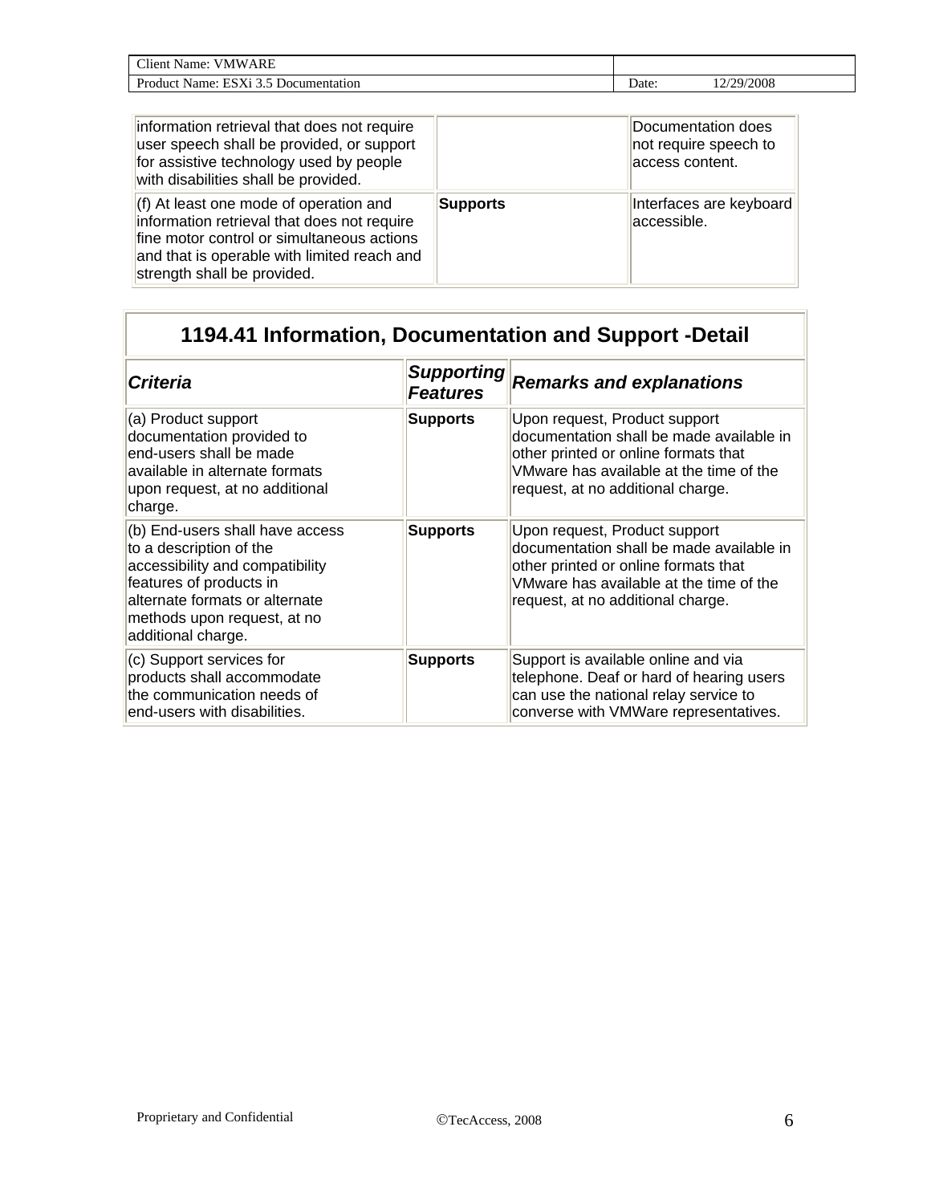| | | |
|---|---|---|
| information retrieval that does not require user speech shall be provided, or support for assistive technology used by people with disabilities shall be provided. | | Documentation does not require speech to access content. |
| (f) At least one mode of operation and information retrieval that does not require fine motor control or simultaneous actions and that is operable with limited reach and strength shall be provided. | **Supports** | Interfaces are keyboard accessible. |

## 1194.41 Information, Documentation and Support -Detail

| ***Criteria*** | ***Supporting Features*** | ***Remarks and explanations*** |
|---|---|---|
| (a) Product support documentation provided to end-users shall be made available in alternate formats upon request, at no additional charge. | **Supports** | Upon request, Product support documentation shall be made available in other printed or online formats that VMware has available at the time of the request, at no additional charge. |
| (b) End-users shall have access to a description of the accessibility and compatibility features of products in alternate formats or alternate methods upon request, at no additional charge. | **Supports** | Upon request, Product support documentation shall be made available in other printed or online formats that VMware has available at the time of the request, at no additional charge. |
| (c) Support services for products shall accommodate the communication needs of end-users with disabilities. | **Supports** | Support is available online and via telephone. Deaf or hard of hearing users can use the national relay service to converse with VMWare representatives. |